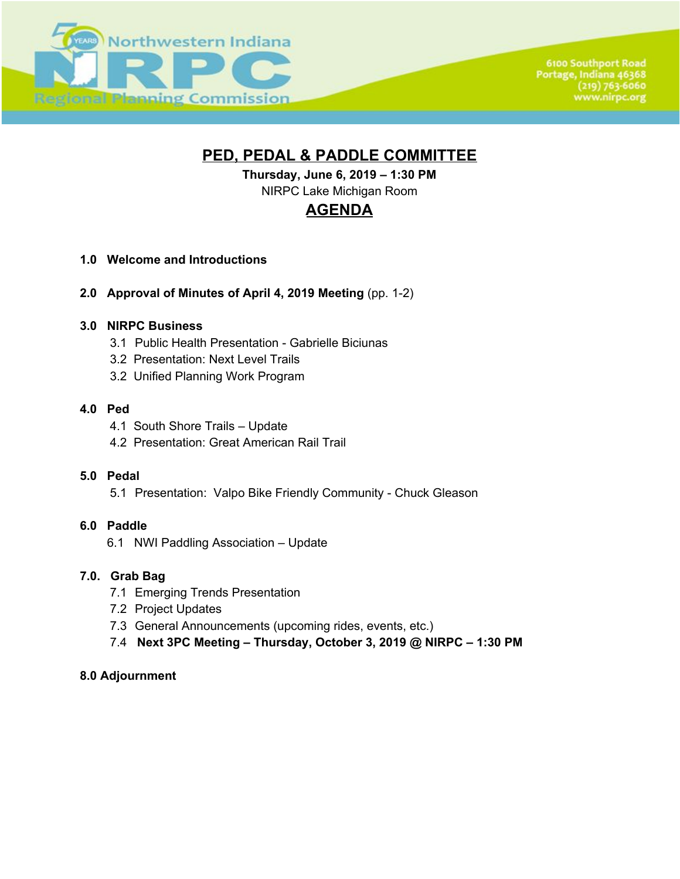Northwestern Indiana

NIRPC

Regional Planning Commission

6100 Southport Road
Portage, Indiana 46368
(219) 763-6060
www.nirpc.org

# PED, PEDAL & PADDLE COMMITTEE

**Thursday, June 6, 2019 – 1:30 PM**

NIRPC Lake Michigan Room

## AGENDA

**1.0 Welcome and Introductions**

**2.0 Approval of Minutes of April 4, 2019 Meeting** (pp. 1-2)

**3.0 NIRPC Business**

- 3.1 Public Health Presentation - Gabrielle Biciunas
- 3.2 Presentation: Next Level Trails
- 3.2 Unified Planning Work Program

**4.0 Ped**

- 4.1 South Shore Trails – Update
- 4.2 Presentation: Great American Rail Trail

**5.0 Pedal**

- 5.1 Presentation: Valpo Bike Friendly Community - Chuck Gleason

**6.0 Paddle**

- 6.1 NWI Paddling Association – Update

**7.0. Grab Bag**

- 7.1 Emerging Trends Presentation
- 7.2 Project Updates
- 7.3 General Announcements (upcoming rides, events, etc.)
- 7.4 **Next 3PC Meeting – Thursday, October 3, 2019 @ NIRPC – 1:30 PM**

**8.0 Adjournment**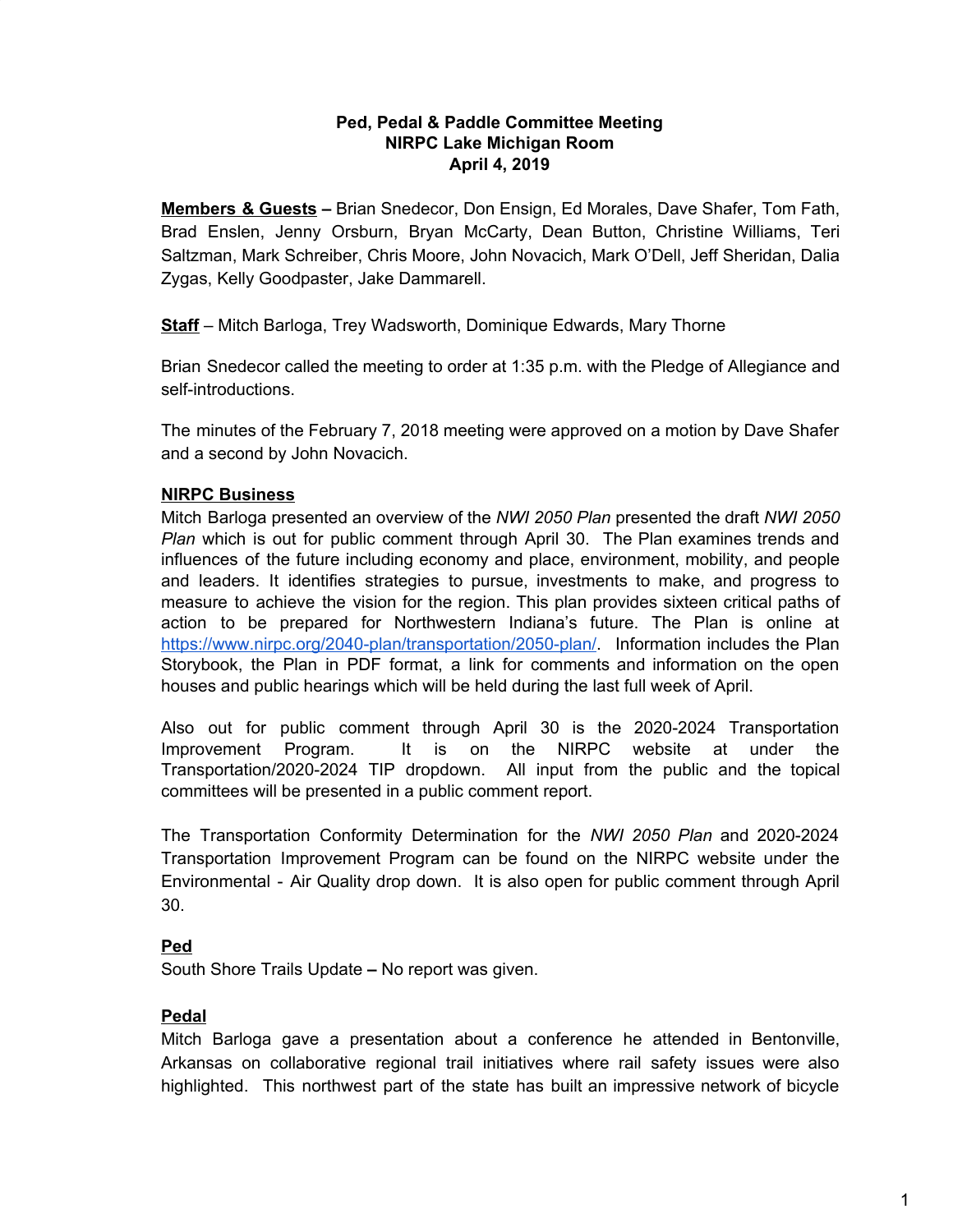**Ped, Pedal & Paddle Committee Meeting**
**NIRPC Lake Michigan Room**
**April 4, 2019**

**Members & Guests –** Brian Snedecor, Don Ensign, Ed Morales, Dave Shafer, Tom Fath, Brad Enslen, Jenny Orsburn, Bryan McCarty, Dean Button, Christine Williams, Teri Saltzman, Mark Schreiber, Chris Moore, John Novacich, Mark O'Dell, Jeff Sheridan, Dalia Zygas, Kelly Goodpaster, Jake Dammarell.

**Staff** – Mitch Barloga, Trey Wadsworth, Dominique Edwards, Mary Thorne

Brian Snedecor called the meeting to order at 1:35 p.m. with the Pledge of Allegiance and self-introductions.

The minutes of the February 7, 2018 meeting were approved on a motion by Dave Shafer and a second by John Novacich.

## NIRPC Business

Mitch Barloga presented an overview of the *NWI 2050 Plan* presented the draft *NWI 2050 Plan* which is out for public comment through April 30. The Plan examines trends and influences of the future including economy and place, environment, mobility, and people and leaders. It identifies strategies to pursue, investments to make, and progress to measure to achieve the vision for the region. This plan provides sixteen critical paths of action to be prepared for Northwestern Indiana's future. The Plan is online at https://www.nirpc.org/2040-plan/transportation/2050-plan/. Information includes the Plan Storybook, the Plan in PDF format, a link for comments and information on the open houses and public hearings which will be held during the last full week of April.

Also out for public comment through April 30 is the 2020-2024 Transportation Improvement Program. It is on the NIRPC website at under the Transportation/2020-2024 TIP dropdown. All input from the public and the topical committees will be presented in a public comment report.

The Transportation Conformity Determination for the *NWI 2050 Plan* and 2020-2024 Transportation Improvement Program can be found on the NIRPC website under the Environmental - Air Quality drop down. It is also open for public comment through April 30.

## Ped

South Shore Trails Update **–** No report was given.

## Pedal

Mitch Barloga gave a presentation about a conference he attended in Bentonville, Arkansas on collaborative regional trail initiatives where rail safety issues were also highlighted. This northwest part of the state has built an impressive network of bicycle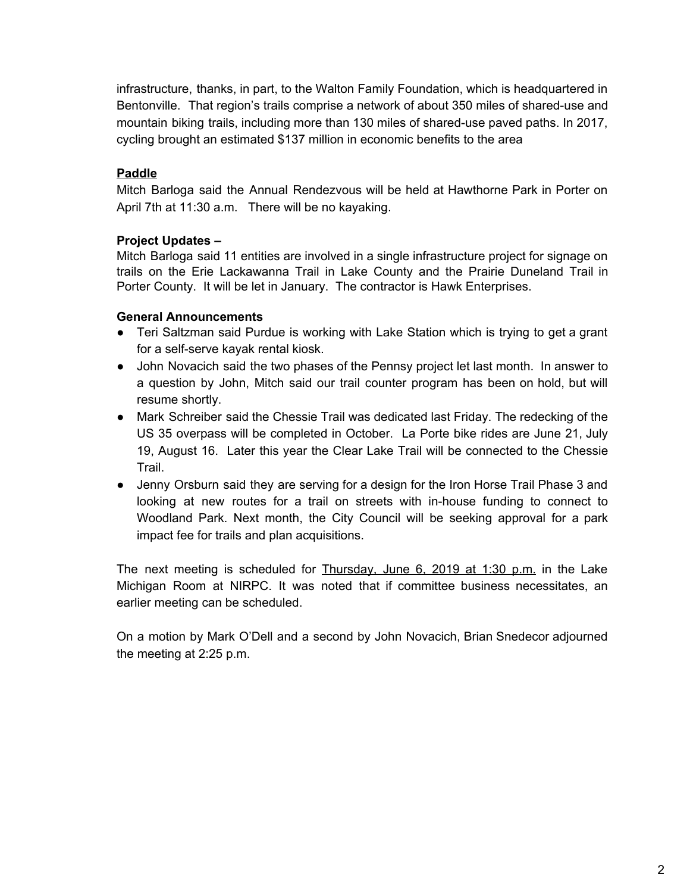infrastructure, thanks, in part, to the Walton Family Foundation, which is headquartered in Bentonville. That region's trails comprise a network of about 350 miles of shared-use and mountain biking trails, including more than 130 miles of shared-use paved paths. In 2017, cycling brought an estimated $137 million in economic benefits to the area

**Paddle**

Mitch Barloga said the Annual Rendezvous will be held at Hawthorne Park in Porter on April 7th at 11:30 a.m. There will be no kayaking.

**Project Updates –**

Mitch Barloga said 11 entities are involved in a single infrastructure project for signage on trails on the Erie Lackawanna Trail in Lake County and the Prairie Duneland Trail in Porter County. It will be let in January. The contractor is Hawk Enterprises.

**General Announcements**

- Teri Saltzman said Purdue is working with Lake Station which is trying to get a grant for a self-serve kayak rental kiosk.
- John Novacich said the two phases of the Pennsy project let last month. In answer to a question by John, Mitch said our trail counter program has been on hold, but will resume shortly.
- Mark Schreiber said the Chessie Trail was dedicated last Friday. The redecking of the US 35 overpass will be completed in October. La Porte bike rides are June 21, July 19, August 16. Later this year the Clear Lake Trail will be connected to the Chessie Trail.
- Jenny Orsburn said they are serving for a design for the Iron Horse Trail Phase 3 and looking at new routes for a trail on streets with in-house funding to connect to Woodland Park. Next month, the City Council will be seeking approval for a park impact fee for trails and plan acquisitions.

The next meeting is scheduled for Thursday, June 6, 2019 at 1:30 p.m. in the Lake Michigan Room at NIRPC. It was noted that if committee business necessitates, an earlier meeting can be scheduled.

On a motion by Mark O'Dell and a second by John Novacich, Brian Snedecor adjourned the meeting at 2:25 p.m.